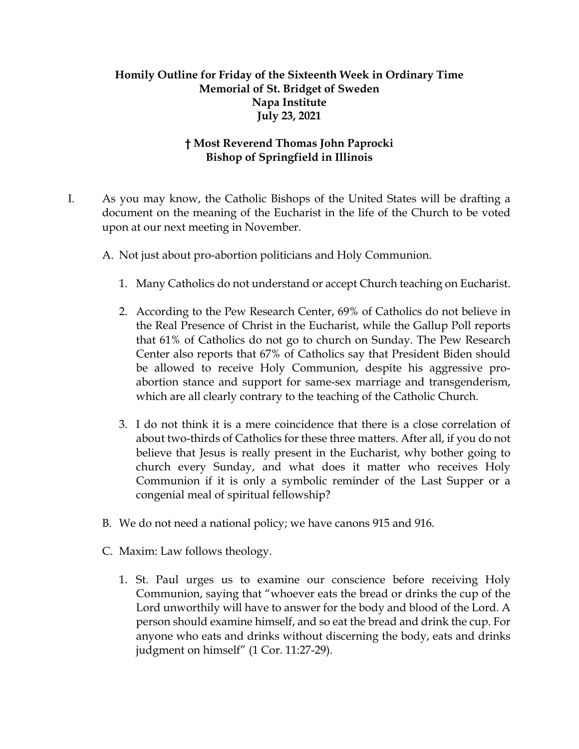**Homily Outline for Friday of the Sixteenth Week in Ordinary Time**
**Memorial of St. Bridget of Sweden**
**Napa Institute**
**July 23, 2021**

**† Most Reverend Thomas John Paprocki**
**Bishop of Springfield in Illinois**

I. As you may know, the Catholic Bishops of the United States will be drafting a document on the meaning of the Eucharist in the life of the Church to be voted upon at our next meeting in November.

   A. Not just about pro-abortion politicians and Holy Communion.

      1. Many Catholics do not understand or accept Church teaching on Eucharist.

      2. According to the Pew Research Center, 69% of Catholics do not believe in the Real Presence of Christ in the Eucharist, while the Gallup Poll reports that 61% of Catholics do not go to church on Sunday. The Pew Research Center also reports that 67% of Catholics say that President Biden should be allowed to receive Holy Communion, despite his aggressive pro-abortion stance and support for same-sex marriage and transgenderism, which are all clearly contrary to the teaching of the Catholic Church.

      3. I do not think it is a mere coincidence that there is a close correlation of about two-thirds of Catholics for these three matters. After all, if you do not believe that Jesus is really present in the Eucharist, why bother going to church every Sunday, and what does it matter who receives Holy Communion if it is only a symbolic reminder of the Last Supper or a congenial meal of spiritual fellowship?

   B. We do not need a national policy; we have canons 915 and 916.

   C. Maxim: Law follows theology.

      1. St. Paul urges us to examine our conscience before receiving Holy Communion, saying that "whoever eats the bread or drinks the cup of the Lord unworthily will have to answer for the body and blood of the Lord. A person should examine himself, and so eat the bread and drink the cup. For anyone who eats and drinks without discerning the body, eats and drinks judgment on himself" (1 Cor. 11:27-29).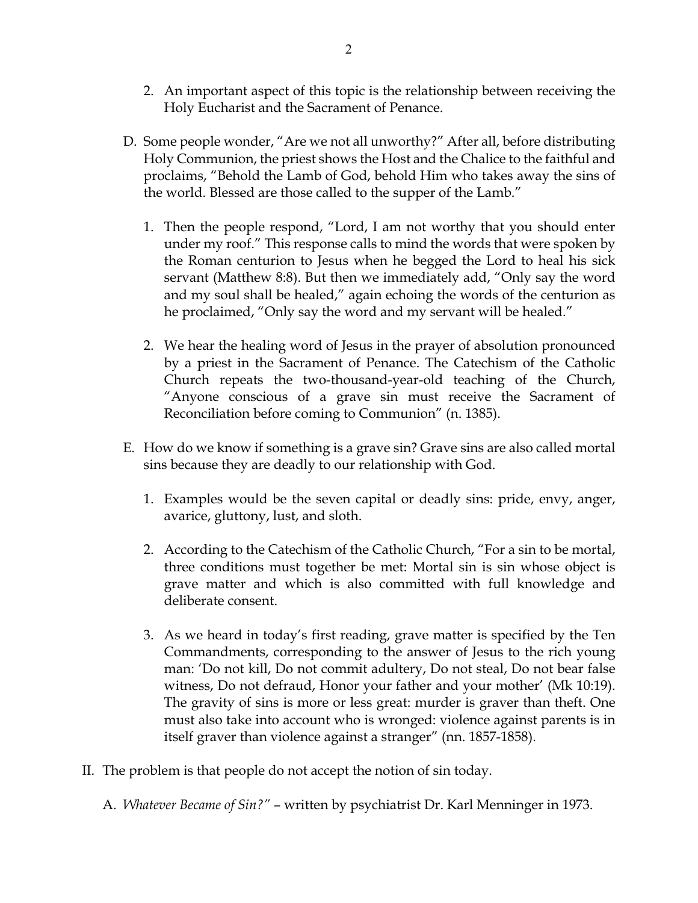2. An important aspect of this topic is the relationship between receiving the Holy Eucharist and the Sacrament of Penance.

D. Some people wonder, "Are we not all unworthy?" After all, before distributing Holy Communion, the priest shows the Host and the Chalice to the faithful and proclaims, "Behold the Lamb of God, behold Him who takes away the sins of the world. Blessed are those called to the supper of the Lamb."

1. Then the people respond, "Lord, I am not worthy that you should enter under my roof." This response calls to mind the words that were spoken by the Roman centurion to Jesus when he begged the Lord to heal his sick servant (Matthew 8:8). But then we immediately add, "Only say the word and my soul shall be healed," again echoing the words of the centurion as he proclaimed, "Only say the word and my servant will be healed."

2. We hear the healing word of Jesus in the prayer of absolution pronounced by a priest in the Sacrament of Penance. The Catechism of the Catholic Church repeats the two-thousand-year-old teaching of the Church, "Anyone conscious of a grave sin must receive the Sacrament of Reconciliation before coming to Communion" (n. 1385).

E. How do we know if something is a grave sin? Grave sins are also called mortal sins because they are deadly to our relationship with God.

1. Examples would be the seven capital or deadly sins: pride, envy, anger, avarice, gluttony, lust, and sloth.

2. According to the Catechism of the Catholic Church, "For a sin to be mortal, three conditions must together be met: Mortal sin is sin whose object is grave matter and which is also committed with full knowledge and deliberate consent.

3. As we heard in today's first reading, grave matter is specified by the Ten Commandments, corresponding to the answer of Jesus to the rich young man: 'Do not kill, Do not commit adultery, Do not steal, Do not bear false witness, Do not defraud, Honor your father and your mother' (Mk 10:19). The gravity of sins is more or less great: murder is graver than theft. One must also take into account who is wronged: violence against parents is in itself graver than violence against a stranger" (nn. 1857-1858).

II. The problem is that people do not accept the notion of sin today.

A. *Whatever Became of Sin?"* – written by psychiatrist Dr. Karl Menninger in 1973.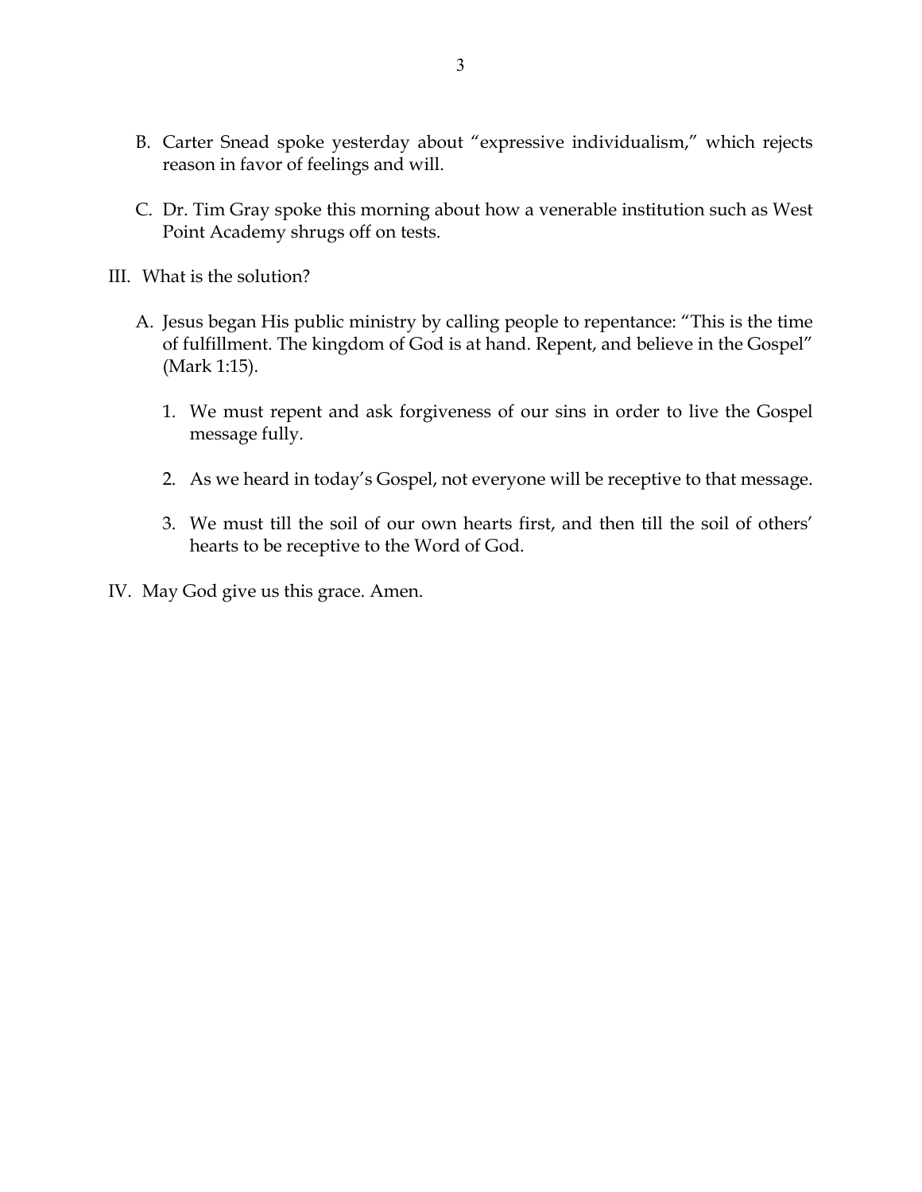B. Carter Snead spoke yesterday about "expressive individualism," which rejects reason in favor of feelings and will.

C. Dr. Tim Gray spoke this morning about how a venerable institution such as West Point Academy shrugs off on tests.

III. What is the solution?

A. Jesus began His public ministry by calling people to repentance: "This is the time of fulfillment. The kingdom of God is at hand. Repent, and believe in the Gospel" (Mark 1:15).

1. We must repent and ask forgiveness of our sins in order to live the Gospel message fully.

2. As we heard in today's Gospel, not everyone will be receptive to that message.

3. We must till the soil of our own hearts first, and then till the soil of others' hearts to be receptive to the Word of God.

IV. May God give us this grace. Amen.